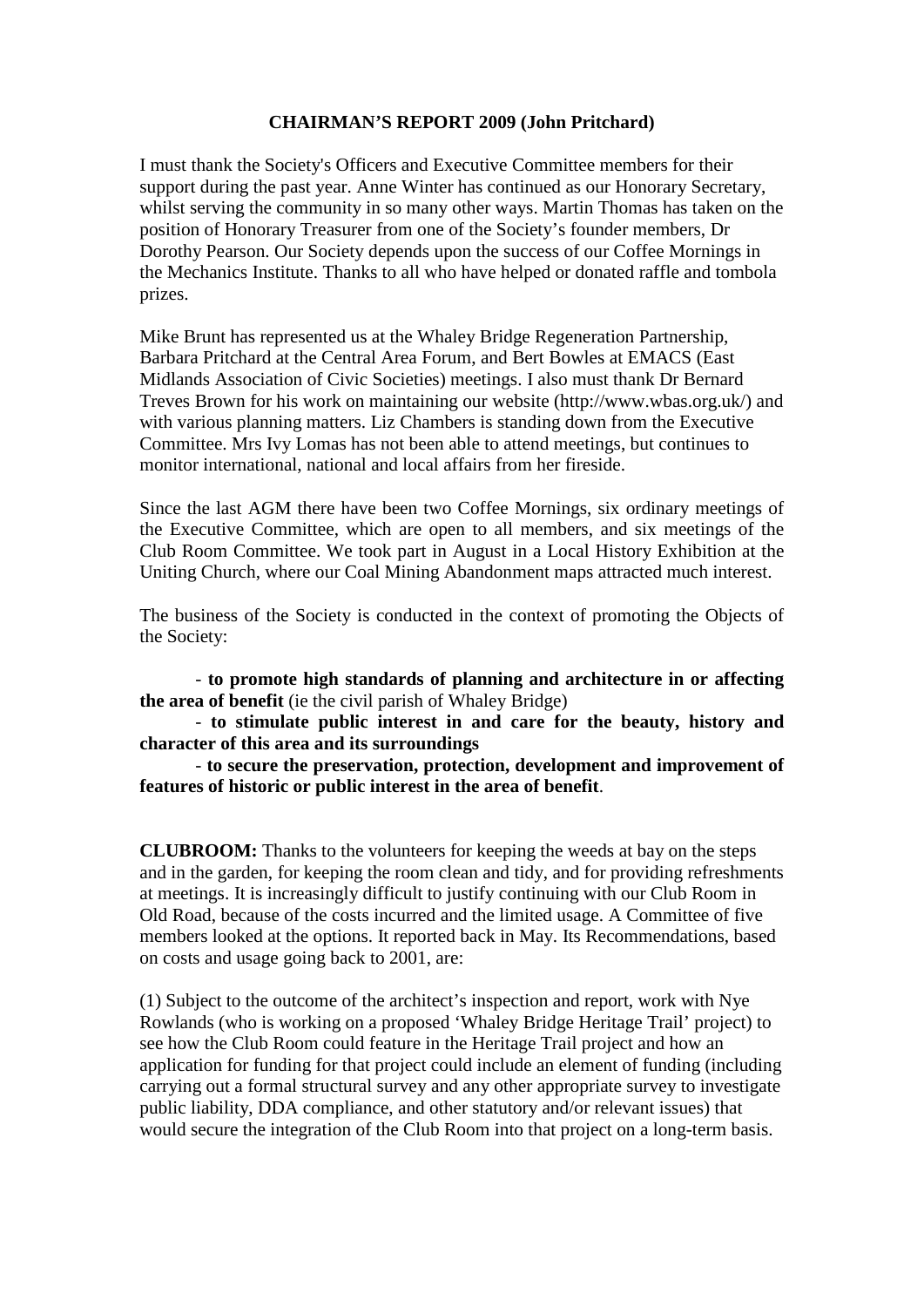# CHAIRMAN'S REPORT 2009 (John Pritchard)

I must thank the Society's Officers and Executive Committee members for their support during the past year. Anne Winter has continued as our Honorary Secretary, whilst serving the community in so many other ways. Martin Thomas has taken on the position of Honorary Treasurer from one of the Society's founder members, Dr Dorothy Pearson. Our Society depends upon the success of our Coffee Mornings in the Mechanics Institute. Thanks to all who have helped or donated raffle and tombola prizes.

Mike Brunt has represented us at the Whaley Bridge Regeneration Partnership, Barbara Pritchard at the Central Area Forum, and Bert Bowles at EMACS (East Midlands Association of Civic Societies) meetings. I also must thank Dr Bernard Treves Brown for his work on maintaining our website (http://www.wbas.org.uk/) and with various planning matters. Liz Chambers is standing down from the Executive Committee. Mrs Ivy Lomas has not been able to attend meetings, but continues to monitor international, national and local affairs from her fireside.

Since the last AGM there have been two Coffee Mornings, six ordinary meetings of the Executive Committee, which are open to all members, and six meetings of the Club Room Committee. We took part in August in a Local History Exhibition at the Uniting Church, where our Coal Mining Abandonment maps attracted much interest.

The business of the Society is conducted in the context of promoting the Objects of the Society:

- **to promote high standards of planning and architecture in or affecting the area of benefit** (ie the civil parish of Whaley Bridge)
- **to stimulate public interest in and care for the beauty, history and character of this area and its surroundings**
- **to secure the preservation, protection, development and improvement of features of historic or public interest in the area of benefit**.

**CLUBROOM:** Thanks to the volunteers for keeping the weeds at bay on the steps and in the garden, for keeping the room clean and tidy, and for providing refreshments at meetings. It is increasingly difficult to justify continuing with our Club Room in Old Road, because of the costs incurred and the limited usage. A Committee of five members looked at the options. It reported back in May. Its Recommendations, based on costs and usage going back to 2001, are:

(1) Subject to the outcome of the architect's inspection and report, work with Nye Rowlands (who is working on a proposed 'Whaley Bridge Heritage Trail' project) to see how the Club Room could feature in the Heritage Trail project and how an application for funding for that project could include an element of funding (including carrying out a formal structural survey and any other appropriate survey to investigate public liability, DDA compliance, and other statutory and/or relevant issues) that would secure the integration of the Club Room into that project on a long-term basis.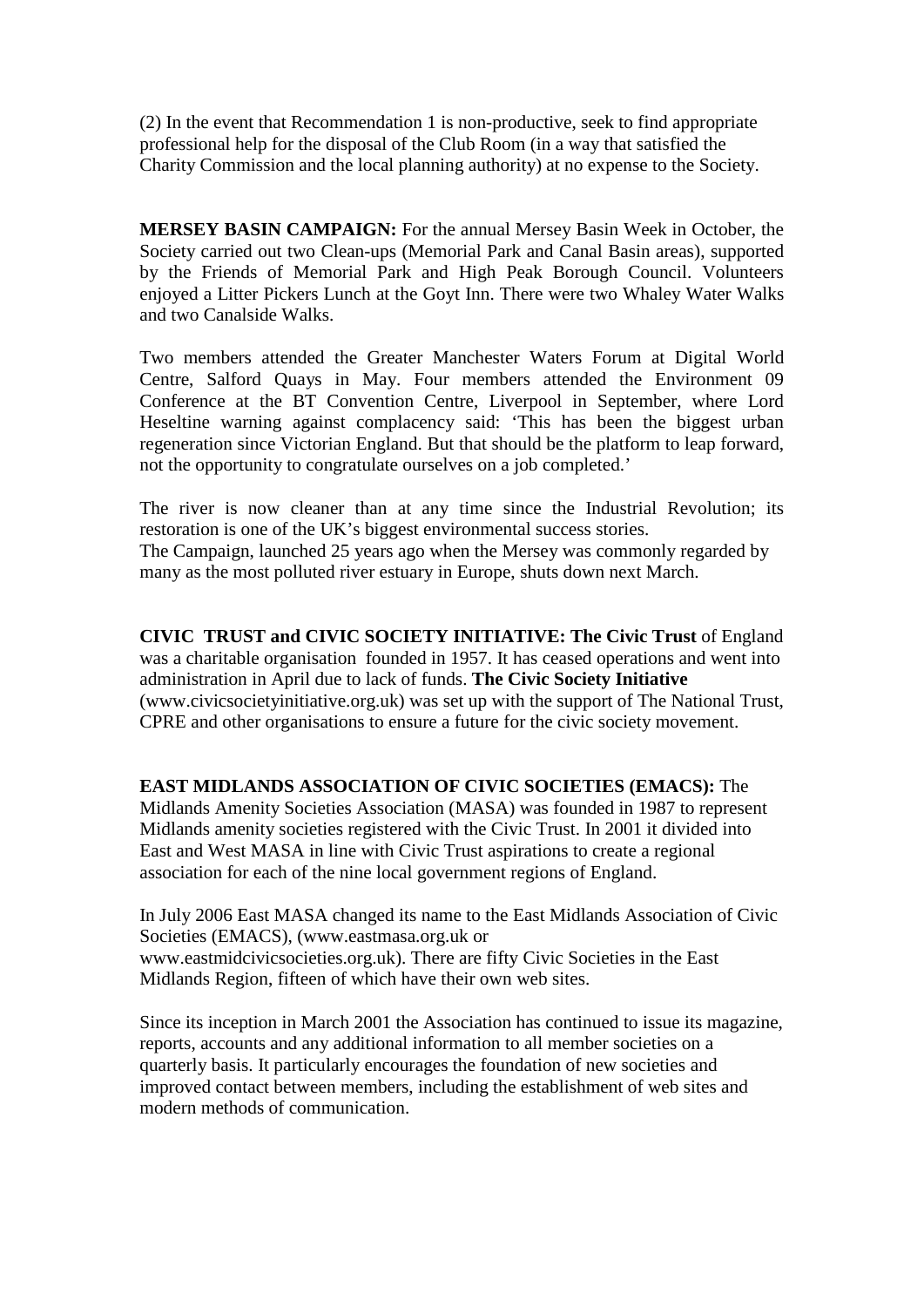(2) In the event that Recommendation 1 is non-productive, seek to find appropriate professional help for the disposal of the Club Room (in a way that satisfied the Charity Commission and the local planning authority) at no expense to the Society.

**MERSEY BASIN CAMPAIGN:** For the annual Mersey Basin Week in October, the Society carried out two Clean-ups (Memorial Park and Canal Basin areas), supported by the Friends of Memorial Park and High Peak Borough Council. Volunteers enjoyed a Litter Pickers Lunch at the Goyt Inn. There were two Whaley Water Walks and two Canalside Walks.

Two members attended the Greater Manchester Waters Forum at Digital World Centre, Salford Quays in May. Four members attended the Environment 09 Conference at the BT Convention Centre, Liverpool in September, where Lord Heseltine warning against complacency said: 'This has been the biggest urban regeneration since Victorian England. But that should be the platform to leap forward, not the opportunity to congratulate ourselves on a job completed.'

The river is now cleaner than at any time since the Industrial Revolution; its restoration is one of the UK's biggest environmental success stories.
The Campaign, launched 25 years ago when the Mersey was commonly regarded by many as the most polluted river estuary in Europe, shuts down next March.

**CIVIC TRUST and CIVIC SOCIETY INITIATIVE: The Civic Trust** of England was a charitable organisation founded in 1957. It has ceased operations and went into administration in April due to lack of funds. **The Civic Society Initiative** (www.civicsocietyinitiative.org.uk) was set up with the support of The National Trust, CPRE and other organisations to ensure a future for the civic society movement.

**EAST MIDLANDS ASSOCIATION OF CIVIC SOCIETIES (EMACS):** The Midlands Amenity Societies Association (MASA) was founded in 1987 to represent Midlands amenity societies registered with the Civic Trust. In 2001 it divided into East and West MASA in line with Civic Trust aspirations to create a regional association for each of the nine local government regions of England.

In July 2006 East MASA changed its name to the East Midlands Association of Civic Societies (EMACS), (www.eastmasa.org.uk or www.eastmidcivicsocieties.org.uk). There are fifty Civic Societies in the East Midlands Region, fifteen of which have their own web sites.

Since its inception in March 2001 the Association has continued to issue its magazine, reports, accounts and any additional information to all member societies on a quarterly basis. It particularly encourages the foundation of new societies and improved contact between members, including the establishment of web sites and modern methods of communication.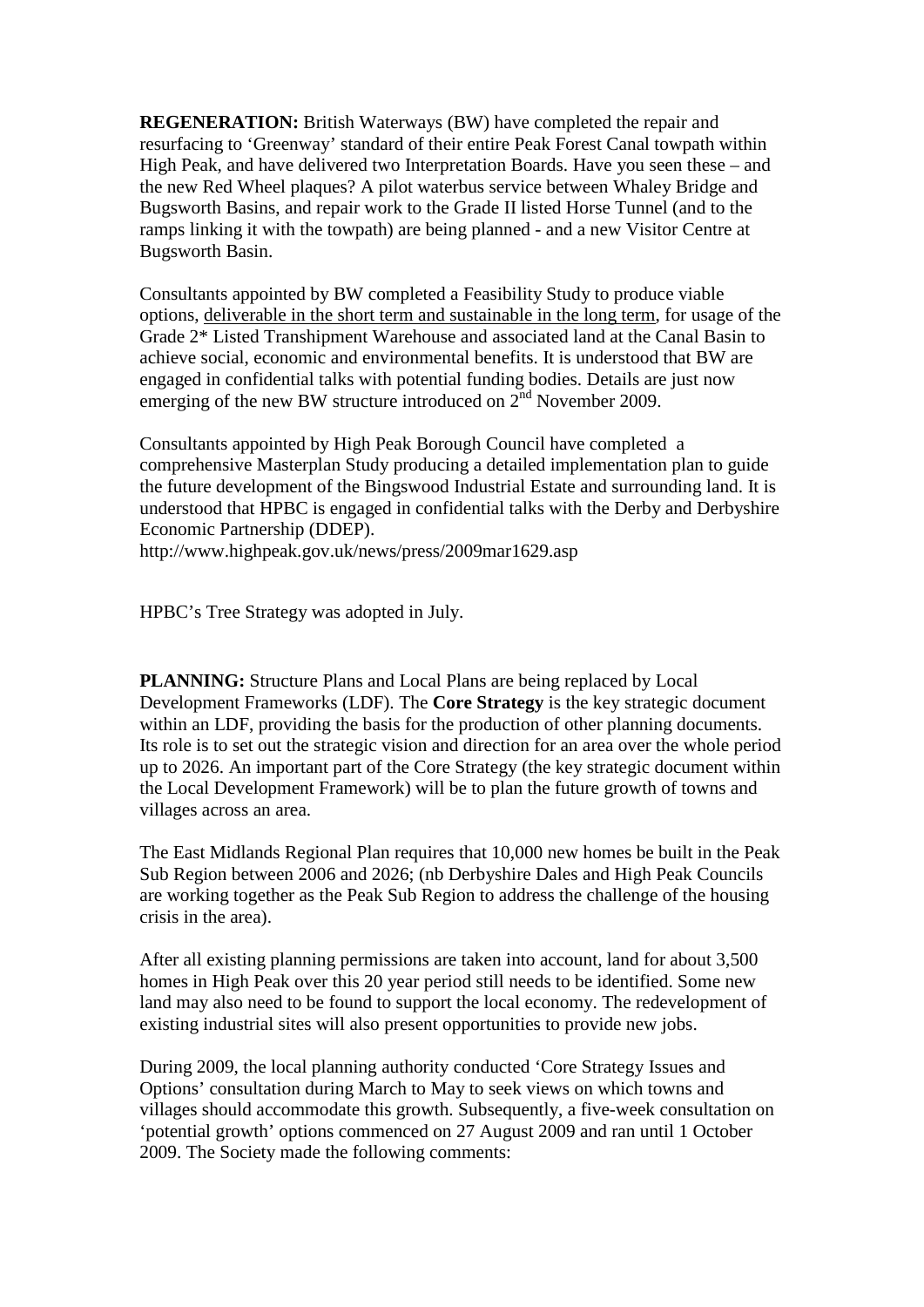**REGENERATION:** British Waterways (BW) have completed the repair and resurfacing to 'Greenway' standard of their entire Peak Forest Canal towpath within High Peak, and have delivered two Interpretation Boards. Have you seen these – and the new Red Wheel plaques? A pilot waterbus service between Whaley Bridge and Bugsworth Basins, and repair work to the Grade II listed Horse Tunnel (and to the ramps linking it with the towpath) are being planned - and a new Visitor Centre at Bugsworth Basin.

Consultants appointed by BW completed a Feasibility Study to produce viable options, deliverable in the short term and sustainable in the long term, for usage of the Grade 2* Listed Transhipment Warehouse and associated land at the Canal Basin to achieve social, economic and environmental benefits. It is understood that BW are engaged in confidential talks with potential funding bodies. Details are just now emerging of the new BW structure introduced on 2nd November 2009.

Consultants appointed by High Peak Borough Council have completed a comprehensive Masterplan Study producing a detailed implementation plan to guide the future development of the Bingswood Industrial Estate and surrounding land. It is understood that HPBC is engaged in confidential talks with the Derby and Derbyshire Economic Partnership (DDEP).
http://www.highpeak.gov.uk/news/press/2009mar1629.asp

HPBC's Tree Strategy was adopted in July.

**PLANNING:** Structure Plans and Local Plans are being replaced by Local Development Frameworks (LDF). The **Core Strategy** is the key strategic document within an LDF, providing the basis for the production of other planning documents. Its role is to set out the strategic vision and direction for an area over the whole period up to 2026. An important part of the Core Strategy (the key strategic document within the Local Development Framework) will be to plan the future growth of towns and villages across an area.

The East Midlands Regional Plan requires that 10,000 new homes be built in the Peak Sub Region between 2006 and 2026; (nb Derbyshire Dales and High Peak Councils are working together as the Peak Sub Region to address the challenge of the housing crisis in the area).

After all existing planning permissions are taken into account, land for about 3,500 homes in High Peak over this 20 year period still needs to be identified. Some new land may also need to be found to support the local economy. The redevelopment of existing industrial sites will also present opportunities to provide new jobs.

During 2009, the local planning authority conducted 'Core Strategy Issues and Options' consultation during March to May to seek views on which towns and villages should accommodate this growth. Subsequently, a five-week consultation on 'potential growth' options commenced on 27 August 2009 and ran until 1 October 2009. The Society made the following comments: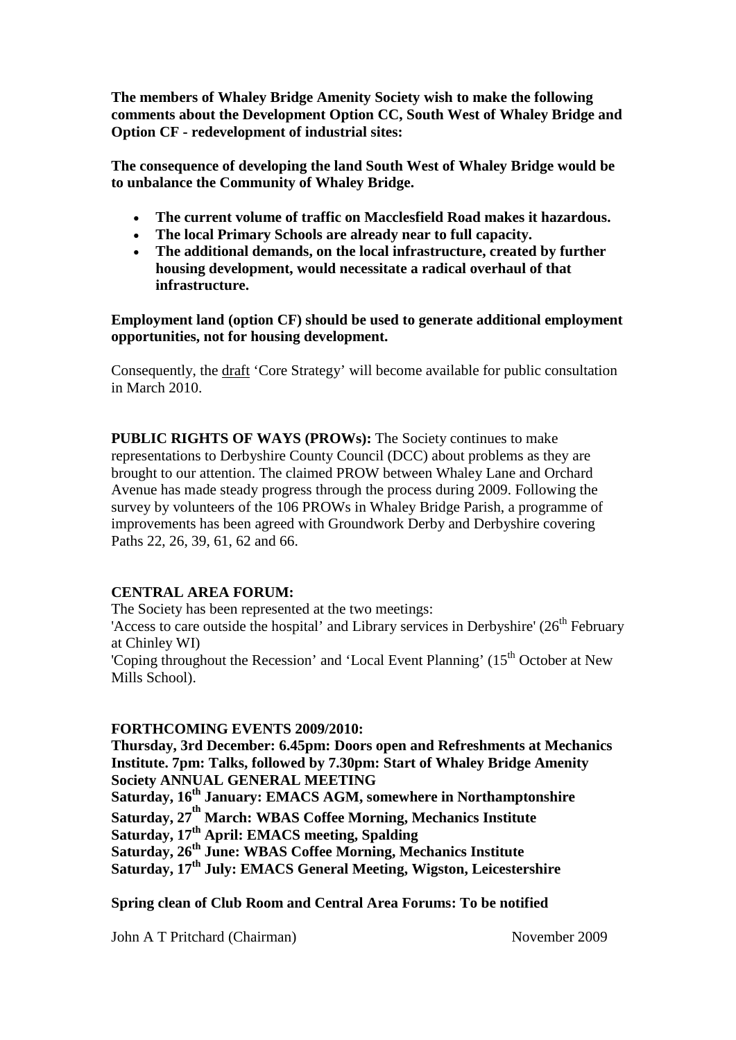**The members of Whaley Bridge Amenity Society wish to make the following comments about the Development Option CC, South West of Whaley Bridge and Option CF - redevelopment of industrial sites:**

**The consequence of developing the land South West of Whaley Bridge would be to unbalance the Community of Whaley Bridge.**

- **The current volume of traffic on Macclesfield Road makes it hazardous.**
- **The local Primary Schools are already near to full capacity.**
- **The additional demands, on the local infrastructure, created by further housing development, would necessitate a radical overhaul of that infrastructure.**

**Employment land (option CF) should be used to generate additional employment opportunities, not for housing development.**

Consequently, the draft 'Core Strategy' will become available for public consultation in March 2010.

**PUBLIC RIGHTS OF WAYS (PROWs):** The Society continues to make representations to Derbyshire County Council (DCC) about problems as they are brought to our attention. The claimed PROW between Whaley Lane and Orchard Avenue has made steady progress through the process during 2009. Following the survey by volunteers of the 106 PROWs in Whaley Bridge Parish, a programme of improvements has been agreed with Groundwork Derby and Derbyshire covering Paths 22, 26, 39, 61, 62 and 66.

**CENTRAL AREA FORUM:**

The Society has been represented at the two meetings:

'Access to care outside the hospital' and Library services in Derbyshire' (26th February at Chinley WI)

'Coping throughout the Recession' and 'Local Event Planning' (15th October at New Mills School).

**FORTHCOMING EVENTS 2009/2010:**

**Thursday, 3rd December: 6.45pm: Doors open and Refreshments at Mechanics Institute. 7pm: Talks, followed by 7.30pm: Start of Whaley Bridge Amenity Society ANNUAL GENERAL MEETING**

**Saturday, 16th January: EMACS AGM, somewhere in Northamptonshire**

**Saturday, 27th March: WBAS Coffee Morning, Mechanics Institute**

**Saturday, 17th April: EMACS meeting, Spalding**

**Saturday, 26th June: WBAS Coffee Morning, Mechanics Institute**

**Saturday, 17th July: EMACS General Meeting, Wigston, Leicestershire**

**Spring clean of Club Room and Central Area Forums: To be notified**

John A T Pritchard (Chairman) November 2009